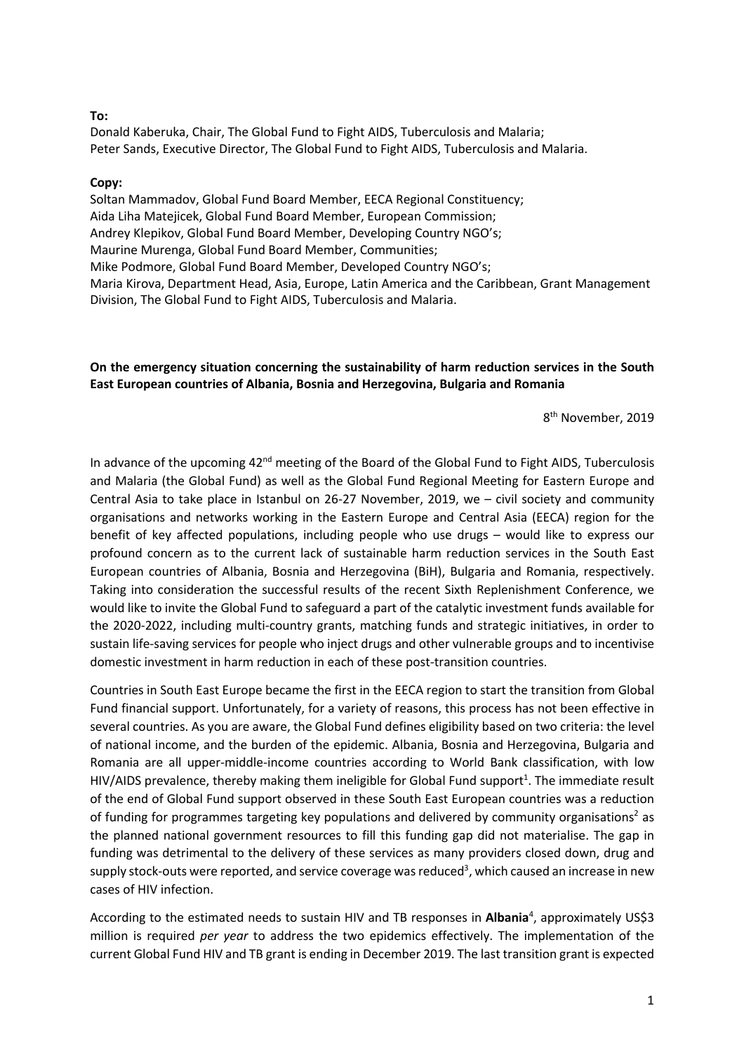**To:**
Donald Kaberuka, Chair, The Global Fund to Fight AIDS, Tuberculosis and Malaria;
Peter Sands, Executive Director, The Global Fund to Fight AIDS, Tuberculosis and Malaria.

**Copy:**
Soltan Mammadov, Global Fund Board Member, EECA Regional Constituency;
Aida Liha Matejicek, Global Fund Board Member, European Commission;
Andrey Klepikov, Global Fund Board Member, Developing Country NGO's;
Maurine Murenga, Global Fund Board Member, Communities;
Mike Podmore, Global Fund Board Member, Developed Country NGO's;
Maria Kirova, Department Head, Asia, Europe, Latin America and the Caribbean, Grant Management Division, The Global Fund to Fight AIDS, Tuberculosis and Malaria.

**On the emergency situation concerning the sustainability of harm reduction services in the South East European countries of Albania, Bosnia and Herzegovina, Bulgaria and Romania**

8th November, 2019

In advance of the upcoming 42nd meeting of the Board of the Global Fund to Fight AIDS, Tuberculosis and Malaria (the Global Fund) as well as the Global Fund Regional Meeting for Eastern Europe and Central Asia to take place in Istanbul on 26-27 November, 2019, we – civil society and community organisations and networks working in the Eastern Europe and Central Asia (EECA) region for the benefit of key affected populations, including people who use drugs – would like to express our profound concern as to the current lack of sustainable harm reduction services in the South East European countries of Albania, Bosnia and Herzegovina (BiH), Bulgaria and Romania, respectively. Taking into consideration the successful results of the recent Sixth Replenishment Conference, we would like to invite the Global Fund to safeguard a part of the catalytic investment funds available for the 2020-2022, including multi-country grants, matching funds and strategic initiatives, in order to sustain life-saving services for people who inject drugs and other vulnerable groups and to incentivise domestic investment in harm reduction in each of these post-transition countries.

Countries in South East Europe became the first in the EECA region to start the transition from Global Fund financial support. Unfortunately, for a variety of reasons, this process has not been effective in several countries. As you are aware, the Global Fund defines eligibility based on two criteria: the level of national income, and the burden of the epidemic. Albania, Bosnia and Herzegovina, Bulgaria and Romania are all upper-middle-income countries according to World Bank classification, with low HIV/AIDS prevalence, thereby making them ineligible for Global Fund support[1]. The immediate result of the end of Global Fund support observed in these South East European countries was a reduction of funding for programmes targeting key populations and delivered by community organisations[2] as the planned national government resources to fill this funding gap did not materialise. The gap in funding was detrimental to the delivery of these services as many providers closed down, drug and supply stock-outs were reported, and service coverage was reduced[3], which caused an increase in new cases of HIV infection.

According to the estimated needs to sustain HIV and TB responses in **Albania**[4], approximately US$3 million is required *per year* to address the two epidemics effectively. The implementation of the current Global Fund HIV and TB grant is ending in December 2019. The last transition grant is expected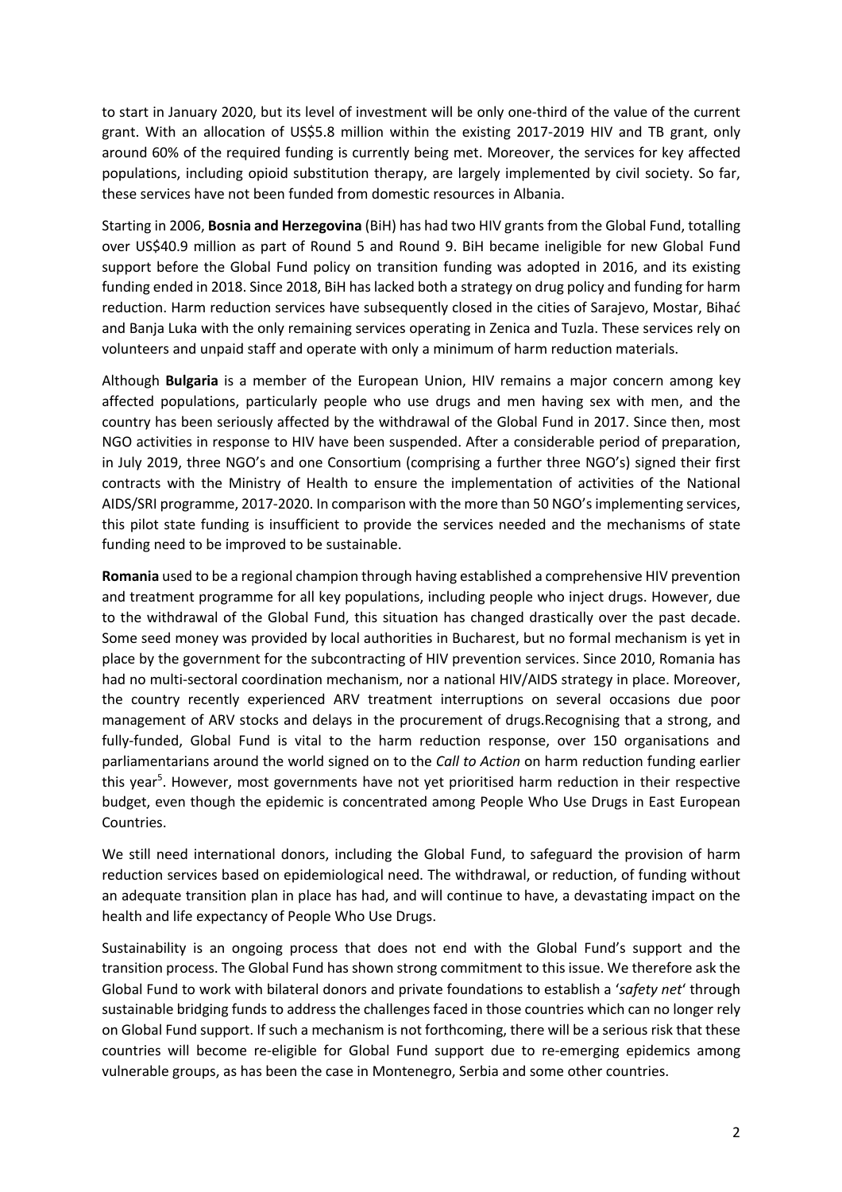to start in January 2020, but its level of investment will be only one-third of the value of the current grant. With an allocation of US$5.8 million within the existing 2017-2019 HIV and TB grant, only around 60% of the required funding is currently being met. Moreover, the services for key affected populations, including opioid substitution therapy, are largely implemented by civil society. So far, these services have not been funded from domestic resources in Albania.

Starting in 2006, **Bosnia and Herzegovina** (BiH) has had two HIV grants from the Global Fund, totalling over US$40.9 million as part of Round 5 and Round 9. BiH became ineligible for new Global Fund support before the Global Fund policy on transition funding was adopted in 2016, and its existing funding ended in 2018. Since 2018, BiH has lacked both a strategy on drug policy and funding for harm reduction. Harm reduction services have subsequently closed in the cities of Sarajevo, Mostar, Bihać and Banja Luka with the only remaining services operating in Zenica and Tuzla. These services rely on volunteers and unpaid staff and operate with only a minimum of harm reduction materials.

Although **Bulgaria** is a member of the European Union, HIV remains a major concern among key affected populations, particularly people who use drugs and men having sex with men, and the country has been seriously affected by the withdrawal of the Global Fund in 2017. Since then, most NGO activities in response to HIV have been suspended. After a considerable period of preparation, in July 2019, three NGO's and one Consortium (comprising a further three NGO's) signed their first contracts with the Ministry of Health to ensure the implementation of activities of the National AIDS/SRI programme, 2017-2020. In comparison with the more than 50 NGO's implementing services, this pilot state funding is insufficient to provide the services needed and the mechanisms of state funding need to be improved to be sustainable.

**Romania** used to be a regional champion through having established a comprehensive HIV prevention and treatment programme for all key populations, including people who inject drugs. However, due to the withdrawal of the Global Fund, this situation has changed drastically over the past decade. Some seed money was provided by local authorities in Bucharest, but no formal mechanism is yet in place by the government for the subcontracting of HIV prevention services. Since 2010, Romania has had no multi-sectoral coordination mechanism, nor a national HIV/AIDS strategy in place. Moreover, the country recently experienced ARV treatment interruptions on several occasions due poor management of ARV stocks and delays in the procurement of drugs.Recognising that a strong, and fully-funded, Global Fund is vital to the harm reduction response, over 150 organisations and parliamentarians around the world signed on to the *Call to Action* on harm reduction funding earlier this year[5]. However, most governments have not yet prioritised harm reduction in their respective budget, even though the epidemic is concentrated among People Who Use Drugs in East European Countries.

We still need international donors, including the Global Fund, to safeguard the provision of harm reduction services based on epidemiological need. The withdrawal, or reduction, of funding without an adequate transition plan in place has had, and will continue to have, a devastating impact on the health and life expectancy of People Who Use Drugs.

Sustainability is an ongoing process that does not end with the Global Fund's support and the transition process. The Global Fund has shown strong commitment to this issue. We therefore ask the Global Fund to work with bilateral donors and private foundations to establish a '*safety net*' through sustainable bridging funds to address the challenges faced in those countries which can no longer rely on Global Fund support. If such a mechanism is not forthcoming, there will be a serious risk that these countries will become re-eligible for Global Fund support due to re-emerging epidemics among vulnerable groups, as has been the case in Montenegro, Serbia and some other countries.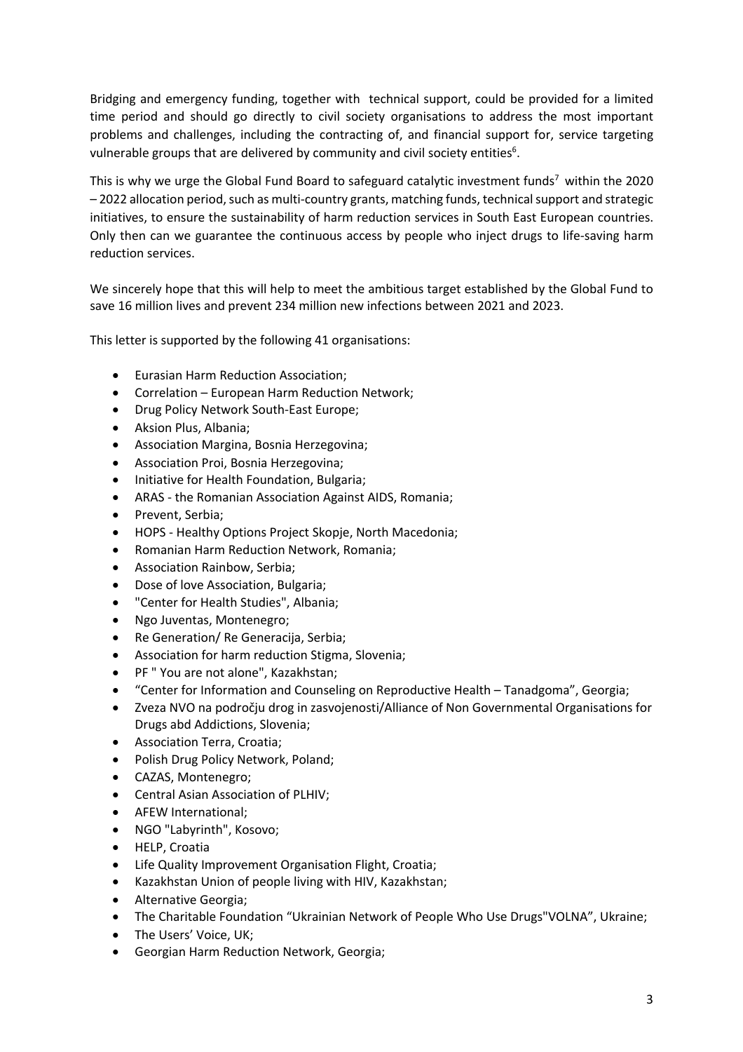Bridging and emergency funding, together with technical support, could be provided for a limited time period and should go directly to civil society organisations to address the most important problems and challenges, including the contracting of, and financial support for, service targeting vulnerable groups that are delivered by community and civil society entities[6].

This is why we urge the Global Fund Board to safeguard catalytic investment funds[7] within the 2020 – 2022 allocation period, such as multi-country grants, matching funds, technical support and strategic initiatives, to ensure the sustainability of harm reduction services in South East European countries. Only then can we guarantee the continuous access by people who inject drugs to life-saving harm reduction services.

We sincerely hope that this will help to meet the ambitious target established by the Global Fund to save 16 million lives and prevent 234 million new infections between 2021 and 2023.

This letter is supported by the following 41 organisations:

- Eurasian Harm Reduction Association;
- Correlation – European Harm Reduction Network;
- Drug Policy Network South-East Europe;
- Aksion Plus, Albania;
- Association Margina, Bosnia Herzegovina;
- Association Proi, Bosnia Herzegovina;
- Initiative for Health Foundation, Bulgaria;
- ARAS - the Romanian Association Against AIDS, Romania;
- Prevent, Serbia;
- HOPS - Healthy Options Project Skopje, North Macedonia;
- Romanian Harm Reduction Network, Romania;
- Association Rainbow, Serbia;
- Dose of love Association, Bulgaria;
- "Center for Health Studies", Albania;
- Ngo Juventas, Montenegro;
- Re Generation/ Re Generacija, Serbia;
- Association for harm reduction Stigma, Slovenia;
- PF " You are not alone", Kazakhstan;
- "Center for Information and Counseling on Reproductive Health – Tanadgoma", Georgia;
- Zveza NVO na področju drog in zasvojenosti/Alliance of Non Governmental Organisations for Drugs abd Addictions, Slovenia;
- Association Terra, Croatia;
- Polish Drug Policy Network, Poland;
- CAZAS, Montenegro;
- Central Asian Association of PLHIV;
- AFEW International;
- NGO "Labyrinth", Kosovo;
- HELP, Croatia
- Life Quality Improvement Organisation Flight, Croatia;
- Kazakhstan Union of people living with HIV, Kazakhstan;
- Alternative Georgia;
- The Charitable Foundation "Ukrainian Network of People Who Use Drugs"VOLNA", Ukraine;
- The Users' Voice, UK;
- Georgian Harm Reduction Network, Georgia;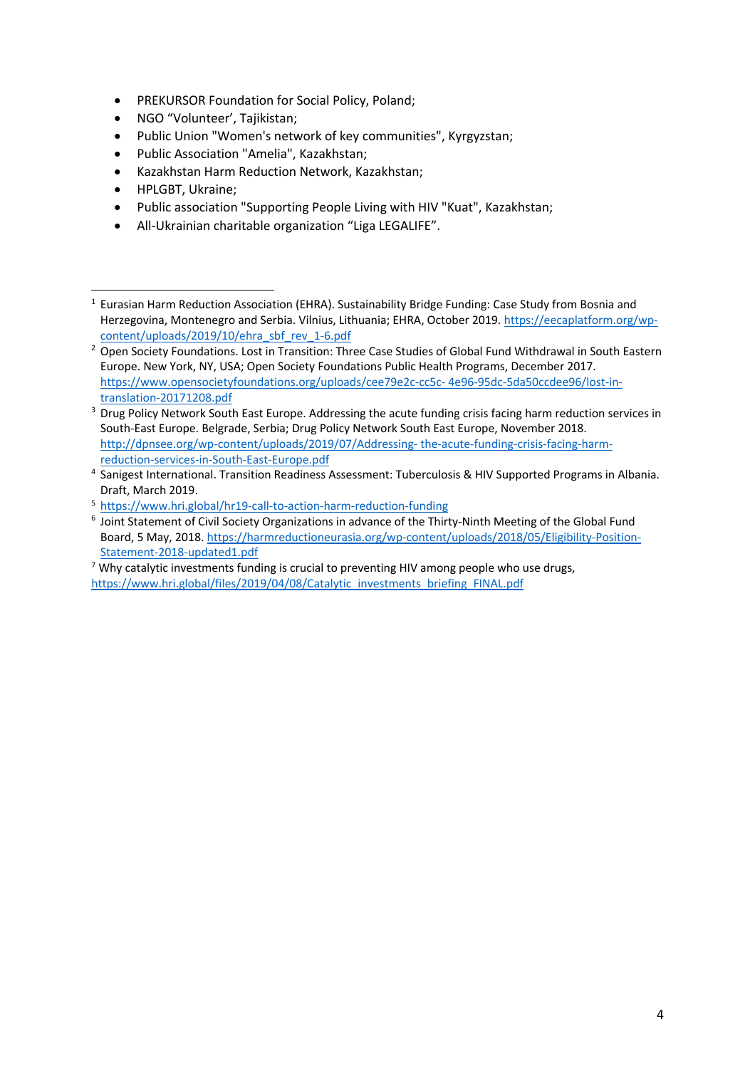- PREKURSOR Foundation for Social Policy, Poland;
- NGO “Volunteer’, Tajikistan;
- Public Union "Women's network of key communities", Kyrgyzstan;
- Public Association "Amelia", Kazakhstan;
- Kazakhstan Harm Reduction Network, Kazakhstan;
- HPLGBT, Ukraine;
- Public association "Supporting People Living with HIV "Kuat", Kazakhstan;
- All-Ukrainian charitable organization “Liga LEGALIFE”.

---

[1] Eurasian Harm Reduction Association (EHRA). Sustainability Bridge Funding: Case Study from Bosnia and Herzegovina, Montenegro and Serbia. Vilnius, Lithuania; EHRA, October 2019. https://eecaplatform.org/wp-content/uploads/2019/10/ehra_sbf_rev_1-6.pdf

[2] Open Society Foundations. Lost in Transition: Three Case Studies of Global Fund Withdrawal in South Eastern Europe. New York, NY, USA; Open Society Foundations Public Health Programs, December 2017. https://www.opensocietyfoundations.org/uploads/cee79e2c-cc5c- 4e96-95dc-5da50ccdee96/lost-in-translation-20171208.pdf

[3] Drug Policy Network South East Europe. Addressing the acute funding crisis facing harm reduction services in South-East Europe. Belgrade, Serbia; Drug Policy Network South East Europe, November 2018. http://dpnsee.org/wp-content/uploads/2019/07/Addressing- the-acute-funding-crisis-facing-harm-reduction-services-in-South-East-Europe.pdf

[4] Sanigest International. Transition Readiness Assessment: Tuberculosis & HIV Supported Programs in Albania. Draft, March 2019.

[5] https://www.hri.global/hr19-call-to-action-harm-reduction-funding

[6] Joint Statement of Civil Society Organizations in advance of the Thirty-Ninth Meeting of the Global Fund Board, 5 May, 2018. https://harmreductioneurasia.org/wp-content/uploads/2018/05/Eligibility-Position-Statement-2018-updated1.pdf

[7] Why catalytic investments funding is crucial to preventing HIV among people who use drugs, https://www.hri.global/files/2019/04/08/Catalytic_investments_briefing_FINAL.pdf